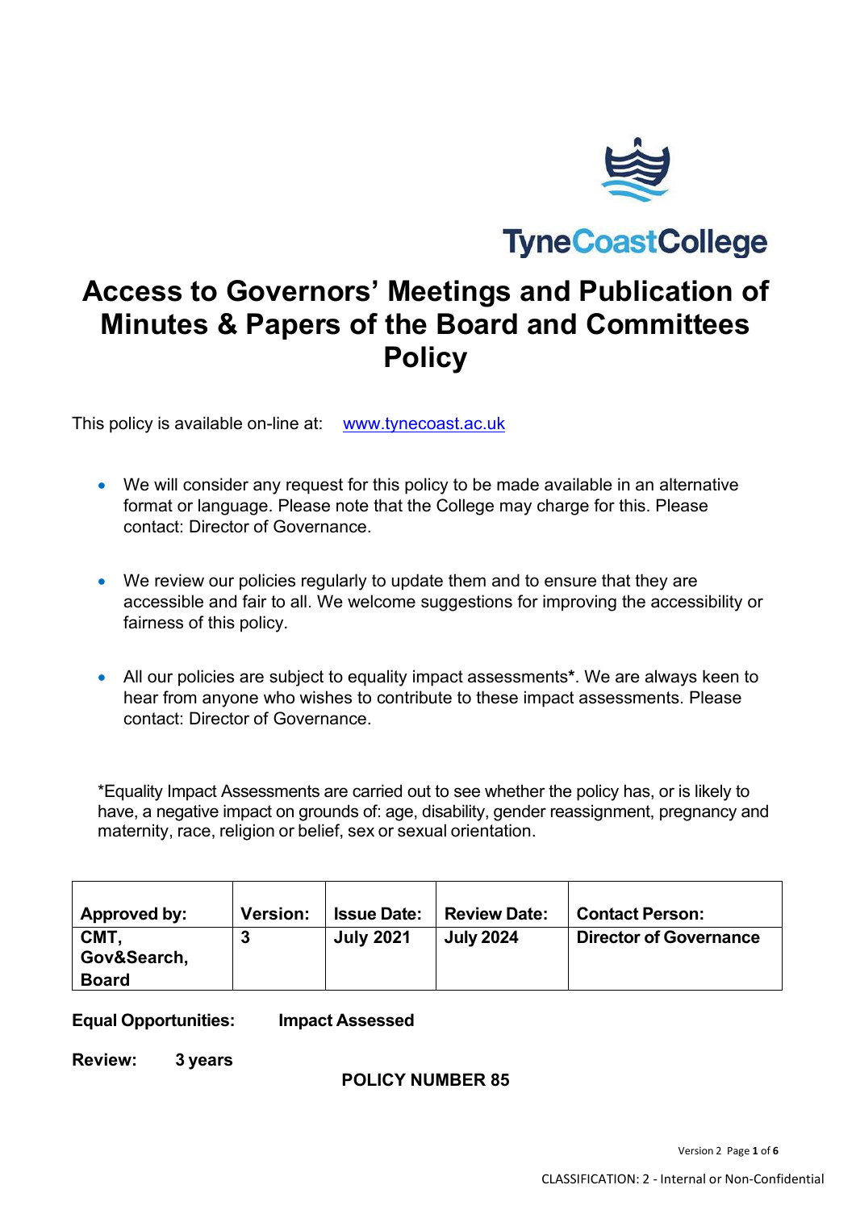TyneCoastCollege

# Access to Governors' Meetings and Publication of Minutes & Papers of the Board and Committees Policy

This policy is available on-line at: [www.tynecoast.ac.uk](http://www.tynecoast.ac.uk)

- We will consider any request for this policy to be made available in an alternative format or language. Please note that the College may charge for this. Please contact: Director of Governance.

- We review our policies regularly to update them and to ensure that they are accessible and fair to all. We welcome suggestions for improving the accessibility or fairness of this policy.

- All our policies are subject to equality impact assessments**\***. We are always keen to hear from anyone who wishes to contribute to these impact assessments. Please contact: Director of Governance.

*Equality Impact Assessments are carried out to see whether the policy has, or is likely to have, a negative impact on grounds of: age, disability, gender reassignment, pregnancy and maternity, race, religion or belief, sex or sexual orientation.

| **Approved by:** | **Version:** | **Issue Date:** | **Review Date:** | **Contact Person:** |
|---|---|---|---|---|
| **CMT, Gov&Search, Board** | **3** | **July 2021** | **July 2024** | **Director of Governance** |

**Equal Opportunities:** **Impact Assessed**

**Review:** **3 years**

**POLICY NUMBER 85**

CLASSIFICATION: 2 - Internal or Non-Confidential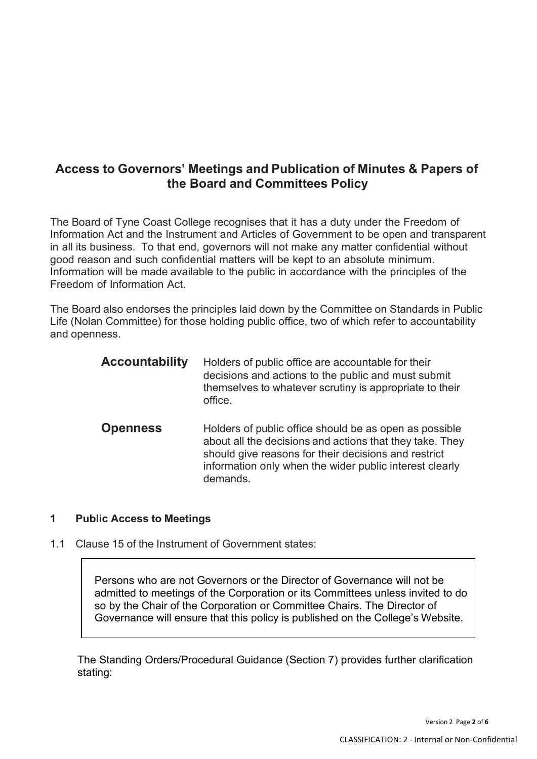# Access to Governors' Meetings and Publication of Minutes & Papers of the Board and Committees Policy

The Board of Tyne Coast College recognises that it has a duty under the Freedom of Information Act and the Instrument and Articles of Government to be open and transparent in all its business. To that end, governors will not make any matter confidential without good reason and such confidential matters will be kept to an absolute minimum. Information will be made available to the public in accordance with the principles of the Freedom of Information Act.

The Board also endorses the principles laid down by the Committee on Standards in Public Life (Nolan Committee) for those holding public office, two of which refer to accountability and openness.

| | |
|---|---|
| **Accountability** | Holders of public office are accountable for their decisions and actions to the public and must submit themselves to whatever scrutiny is appropriate to their office. |
| **Openness** | Holders of public office should be as open as possible about all the decisions and actions that they take. They should give reasons for their decisions and restrict information only when the wider public interest clearly demands. |

## 1 Public Access to Meetings

1.1 Clause 15 of the Instrument of Government states:

> Persons who are not Governors or the Director of Governance will not be admitted to meetings of the Corporation or its Committees unless invited to do so by the Chair of the Corporation or Committee Chairs. The Director of Governance will ensure that this policy is published on the College's Website.

The Standing Orders/Procedural Guidance (Section 7) provides further clarification stating:

CLASSIFICATION: 2 - Internal or Non-Confidential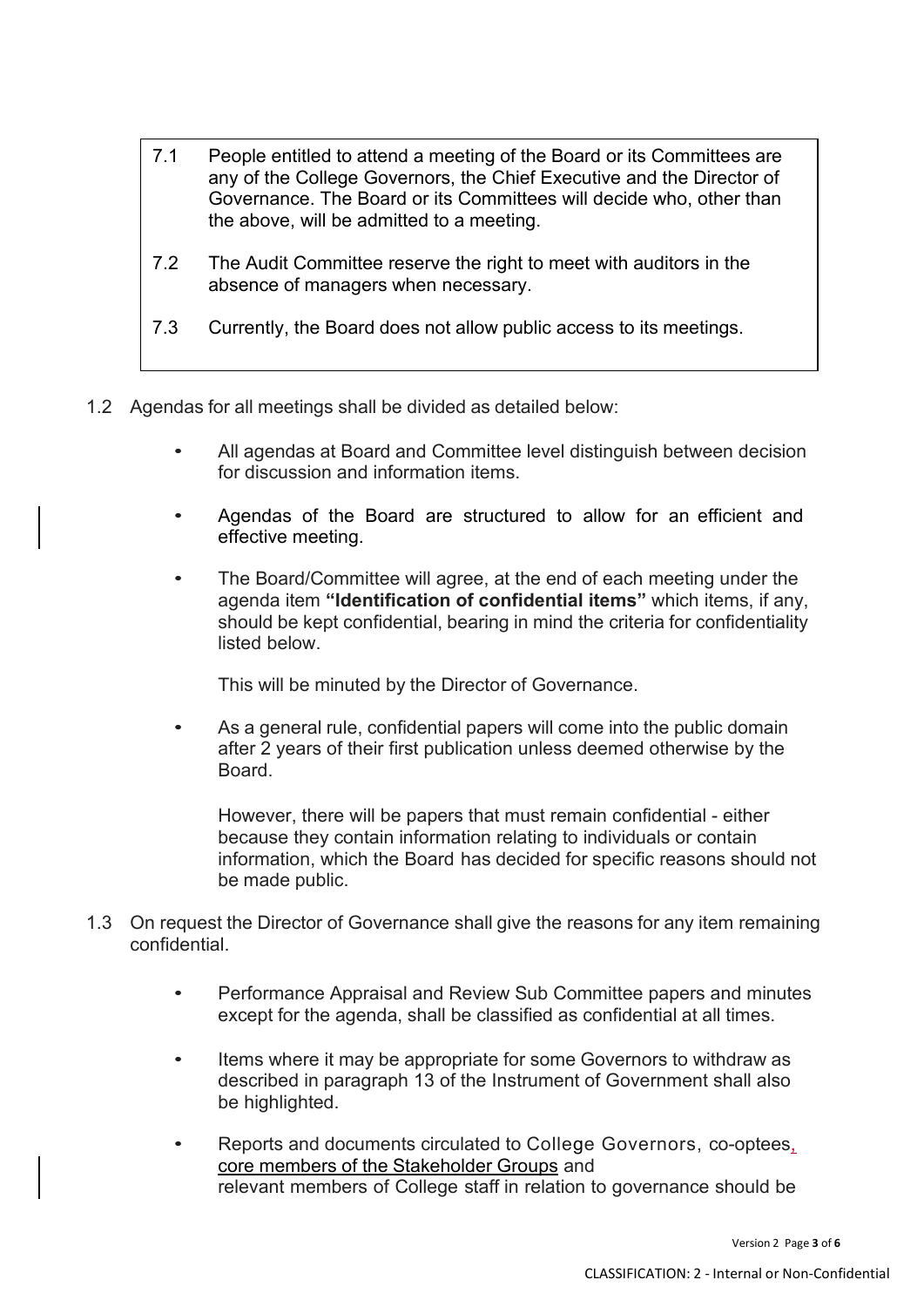> 7.1 People entitled to attend a meeting of the Board or its Committees are any of the College Governors, the Chief Executive and the Director of Governance. The Board or its Committees will decide who, other than the above, will be admitted to a meeting.
>
> 7.2 The Audit Committee reserve the right to meet with auditors in the absence of managers when necessary.
>
> 7.3 Currently, the Board does not allow public access to its meetings.

1.2 Agendas for all meetings shall be divided as detailed below:

- All agendas at Board and Committee level distinguish between decision for discussion and information items.

- Agendas of the Board are structured to allow for an efficient and effective meeting.

- The Board/Committee will agree, at the end of each meeting under the agenda item **"Identification of confidential items"** which items, if any, should be kept confidential, bearing in mind the criteria for confidentiality listed below.

  This will be minuted by the Director of Governance.

- As a general rule, confidential papers will come into the public domain after 2 years of their first publication unless deemed otherwise by the Board.

  However, there will be papers that must remain confidential - either because they contain information relating to individuals or contain information, which the Board has decided for specific reasons should not be made public.

1.3 On request the Director of Governance shall give the reasons for any item remaining confidential.

- Performance Appraisal and Review Sub Committee papers and minutes except for the agenda, shall be classified as confidential at all times.

- Items where it may be appropriate for some Governors to withdraw as described in paragraph 13 of the Instrument of Government shall also be highlighted.

- Reports and documents circulated to College Governors, co-optees, core members of the Stakeholder Groups and relevant members of College staff in relation to governance should be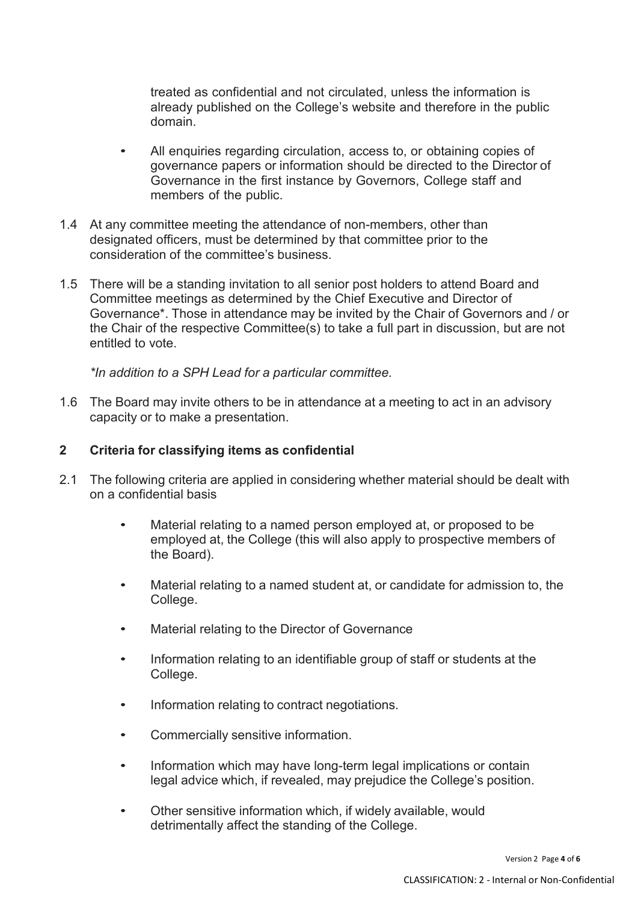treated as confidential and not circulated, unless the information is already published on the College's website and therefore in the public domain.

- All enquiries regarding circulation, access to, or obtaining copies of governance papers or information should be directed to the Director of Governance in the first instance by Governors, College staff and members of the public.

1.4 At any committee meeting the attendance of non-members, other than designated officers, must be determined by that committee prior to the consideration of the committee's business.

1.5 There will be a standing invitation to all senior post holders to attend Board and Committee meetings as determined by the Chief Executive and Director of Governance*. Those in attendance may be invited by the Chair of Governors and / or the Chair of the respective Committee(s) to take a full part in discussion, but are not entitled to vote.

*\*In addition to a SPH Lead for a particular committee.*

1.6 The Board may invite others to be in attendance at a meeting to act in an advisory capacity or to make a presentation.

## 2 Criteria for classifying items as confidential

2.1 The following criteria are applied in considering whether material should be dealt with on a confidential basis

- Material relating to a named person employed at, or proposed to be employed at, the College (this will also apply to prospective members of the Board).
- Material relating to a named student at, or candidate for admission to, the College.
- Material relating to the Director of Governance
- Information relating to an identifiable group of staff or students at the College.
- Information relating to contract negotiations.
- Commercially sensitive information.
- Information which may have long-term legal implications or contain legal advice which, if revealed, may prejudice the College's position.
- Other sensitive information which, if widely available, would detrimentally affect the standing of the College.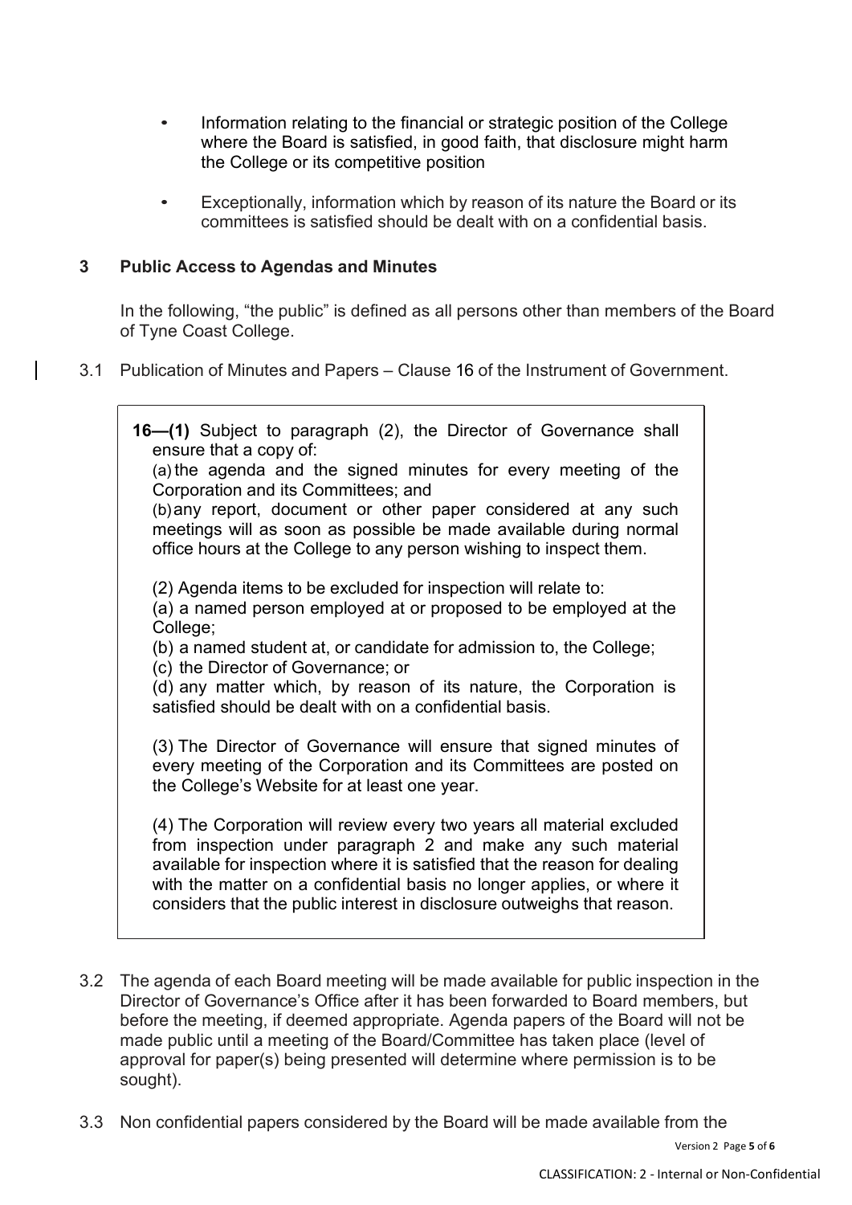- Information relating to the financial or strategic position of the College where the Board is satisfied, in good faith, that disclosure might harm the College or its competitive position
- Exceptionally, information which by reason of its nature the Board or its committees is satisfied should be dealt with on a confidential basis.

## 3 Public Access to Agendas and Minutes

In the following, "the public" is defined as all persons other than members of the Board of Tyne Coast College.

3.1 Publication of Minutes and Papers – Clause 16 of the Instrument of Government.

> **16—(1)** Subject to paragraph (2), the Director of Governance shall ensure that a copy of:
>
> (a) the agenda and the signed minutes for every meeting of the Corporation and its Committees; and
>
> (b) any report, document or other paper considered at any such meetings will as soon as possible be made available during normal office hours at the College to any person wishing to inspect them.
>
> (2) Agenda items to be excluded for inspection will relate to:
>
> (a) a named person employed at or proposed to be employed at the College;
>
> (b) a named student at, or candidate for admission to, the College;
>
> (c) the Director of Governance; or
>
> (d) any matter which, by reason of its nature, the Corporation is satisfied should be dealt with on a confidential basis.
>
> (3) The Director of Governance will ensure that signed minutes of every meeting of the Corporation and its Committees are posted on the College's Website for at least one year.
>
> (4) The Corporation will review every two years all material excluded from inspection under paragraph 2 and make any such material available for inspection where it is satisfied that the reason for dealing with the matter on a confidential basis no longer applies, or where it considers that the public interest in disclosure outweighs that reason.

3.2 The agenda of each Board meeting will be made available for public inspection in the Director of Governance's Office after it has been forwarded to Board members, but before the meeting, if deemed appropriate. Agenda papers of the Board will not be made public until a meeting of the Board/Committee has taken place (level of approval for paper(s) being presented will determine where permission is to be sought).

3.3 Non confidential papers considered by the Board will be made available from the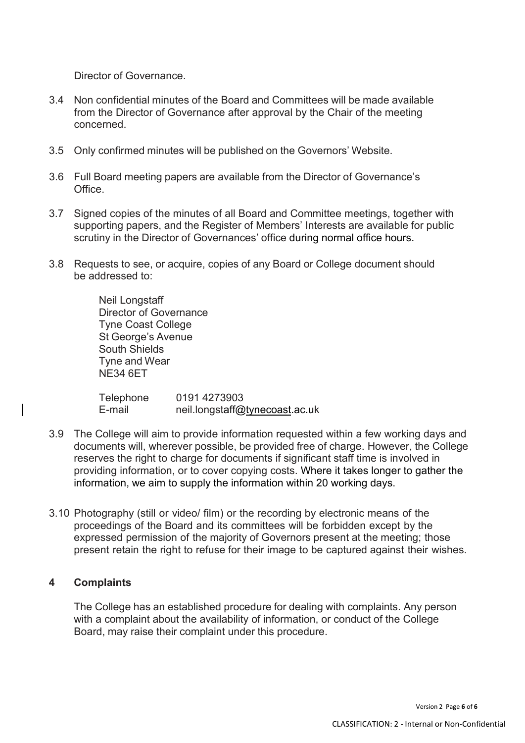Director of Governance.

3.4 Non confidential minutes of the Board and Committees will be made available from the Director of Governance after approval by the Chair of the meeting concerned.

3.5 Only confirmed minutes will be published on the Governors' Website.

3.6 Full Board meeting papers are available from the Director of Governance's Office.

3.7 Signed copies of the minutes of all Board and Committee meetings, together with supporting papers, and the Register of Members' Interests are available for public scrutiny in the Director of Governances' office during normal office hours.

3.8 Requests to see, or acquire, copies of any Board or College document should be addressed to:

Neil Longstaff
Director of Governance
Tyne Coast College
St George's Avenue
South Shields
Tyne and Wear
NE34 6ET

| | |
|---|---|
| Telephone | 0191 4273903 |
| E-mail | neil.longstaff@tynecoast.ac.uk |

3.9 The College will aim to provide information requested within a few working days and documents will, wherever possible, be provided free of charge. However, the College reserves the right to charge for documents if significant staff time is involved in providing information, or to cover copying costs. Where it takes longer to gather the information, we aim to supply the information within 20 working days.

3.10 Photography (still or video/ film) or the recording by electronic means of the proceedings of the Board and its committees will be forbidden except by the expressed permission of the majority of Governors present at the meeting; those present retain the right to refuse for their image to be captured against their wishes.

## 4 Complaints

The College has an established procedure for dealing with complaints. Any person with a complaint about the availability of information, or conduct of the College Board, may raise their complaint under this procedure.